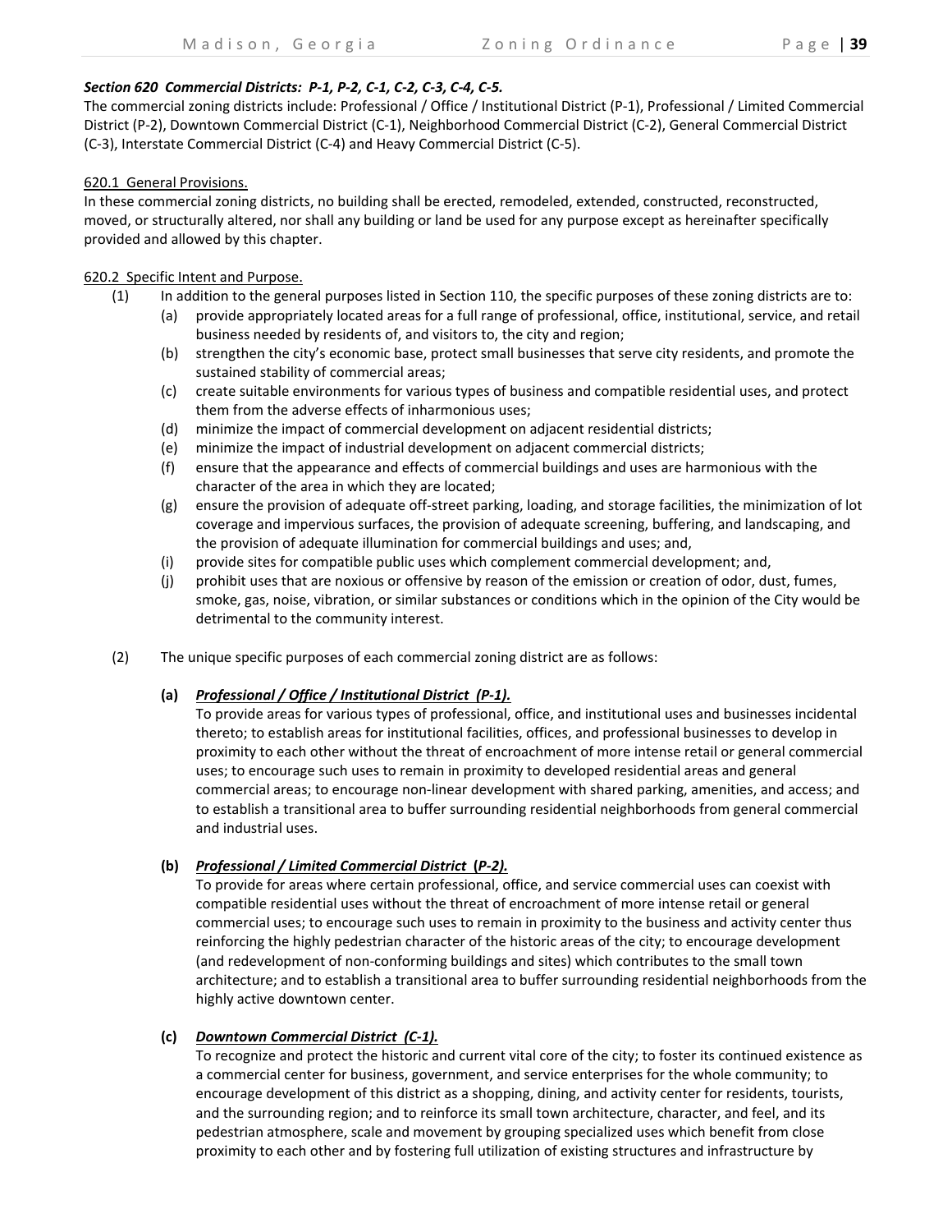### *Section 620 Commercial Districts: P-1, P-2, C-1, C-2, C-3, C-4, C-5.*

The commercial zoning districts include: Professional / Office / Institutional District (P-1), Professional / Limited Commercial District (P-2), Downtown Commercial District (C-1), Neighborhood Commercial District (C-2), General Commercial District (C-3), Interstate Commercial District (C-4) and Heavy Commercial District (C-5).

620.1 General Provisions.

In these commercial zoning districts, no building shall be erected, remodeled, extended, constructed, reconstructed, moved, or structurally altered, nor shall any building or land be used for any purpose except as hereinafter specifically provided and allowed by this chapter.

620.2 Specific Intent and Purpose.

(1) In addition to the general purposes listed in Section 110, the specific purposes of these zoning districts are to:

- (a) provide appropriately located areas for a full range of professional, office, institutional, service, and retail business needed by residents of, and visitors to, the city and region;
- (b) strengthen the city's economic base, protect small businesses that serve city residents, and promote the sustained stability of commercial areas;
- (c) create suitable environments for various types of business and compatible residential uses, and protect them from the adverse effects of inharmonious uses;
- (d) minimize the impact of commercial development on adjacent residential districts;
- (e) minimize the impact of industrial development on adjacent commercial districts;
- (f) ensure that the appearance and effects of commercial buildings and uses are harmonious with the character of the area in which they are located;
- (g) ensure the provision of adequate off-street parking, loading, and storage facilities, the minimization of lot coverage and impervious surfaces, the provision of adequate screening, buffering, and landscaping, and the provision of adequate illumination for commercial buildings and uses; and,
- (i) provide sites for compatible public uses which complement commercial development; and,
- (j) prohibit uses that are noxious or offensive by reason of the emission or creation of odor, dust, fumes, smoke, gas, noise, vibration, or similar substances or conditions which in the opinion of the City would be detrimental to the community interest.

(2) The unique specific purposes of each commercial zoning district are as follows:

**(a)** ***Professional / Office / Institutional District (P-1).***

To provide areas for various types of professional, office, and institutional uses and businesses incidental thereto; to establish areas for institutional facilities, offices, and professional businesses to develop in proximity to each other without the threat of encroachment of more intense retail or general commercial uses; to encourage such uses to remain in proximity to developed residential areas and general commercial areas; to encourage non-linear development with shared parking, amenities, and access; and to establish a transitional area to buffer surrounding residential neighborhoods from general commercial and industrial uses.

**(b)** ***Professional / Limited Commercial District (P-2).***

To provide for areas where certain professional, office, and service commercial uses can coexist with compatible residential uses without the threat of encroachment of more intense retail or general commercial uses; to encourage such uses to remain in proximity to the business and activity center thus reinforcing the highly pedestrian character of the historic areas of the city; to encourage development (and redevelopment of non-conforming buildings and sites) which contributes to the small town architecture; and to establish a transitional area to buffer surrounding residential neighborhoods from the highly active downtown center.

**(c)** ***Downtown Commercial District (C-1).***

To recognize and protect the historic and current vital core of the city; to foster its continued existence as a commercial center for business, government, and service enterprises for the whole community; to encourage development of this district as a shopping, dining, and activity center for residents, tourists, and the surrounding region; and to reinforce its small town architecture, character, and feel, and its pedestrian atmosphere, scale and movement by grouping specialized uses which benefit from close proximity to each other and by fostering full utilization of existing structures and infrastructure by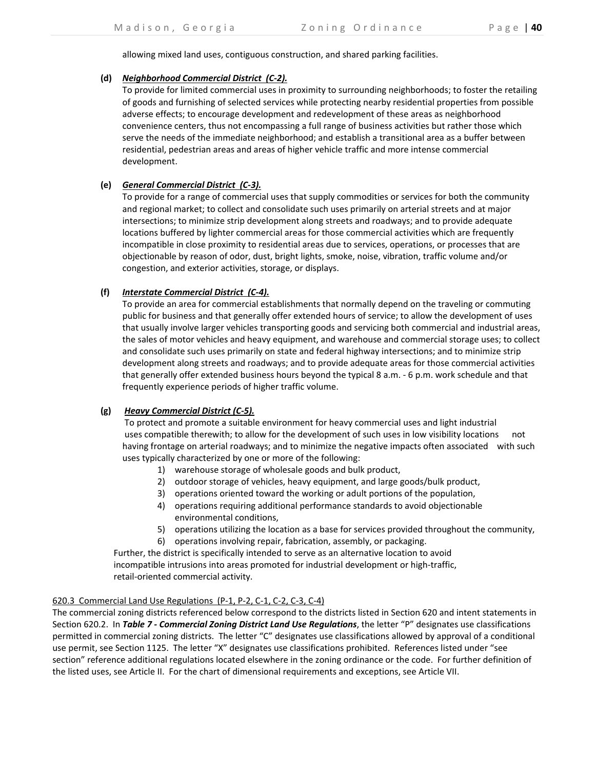allowing mixed land uses, contiguous construction, and shared parking facilities.

**(d)** ***Neighborhood Commercial District (C-2).***
To provide for limited commercial uses in proximity to surrounding neighborhoods; to foster the retailing of goods and furnishing of selected services while protecting nearby residential properties from possible adverse effects; to encourage development and redevelopment of these areas as neighborhood convenience centers, thus not encompassing a full range of business activities but rather those which serve the needs of the immediate neighborhood; and establish a transitional area as a buffer between residential, pedestrian areas and areas of higher vehicle traffic and more intense commercial development.

**(e)** ***General Commercial District (C-3).***
To provide for a range of commercial uses that supply commodities or services for both the community and regional market; to collect and consolidate such uses primarily on arterial streets and at major intersections; to minimize strip development along streets and roadways; and to provide adequate locations buffered by lighter commercial areas for those commercial activities which are frequently incompatible in close proximity to residential areas due to services, operations, or processes that are objectionable by reason of odor, dust, bright lights, smoke, noise, vibration, traffic volume and/or congestion, and exterior activities, storage, or displays.

**(f)** ***Interstate Commercial District (C-4).***
To provide an area for commercial establishments that normally depend on the traveling or commuting public for business and that generally offer extended hours of service; to allow the development of uses that usually involve larger vehicles transporting goods and servicing both commercial and industrial areas, the sales of motor vehicles and heavy equipment, and warehouse and commercial storage uses; to collect and consolidate such uses primarily on state and federal highway intersections; and to minimize strip development along streets and roadways; and to provide adequate areas for those commercial activities that generally offer extended business hours beyond the typical 8 a.m. - 6 p.m. work schedule and that frequently experience periods of higher traffic volume.

**(g)** ***Heavy Commercial District (C-5).***
To protect and promote a suitable environment for heavy commercial uses and light industrial uses compatible therewith; to allow for the development of such uses in low visibility locations not having frontage on arterial roadways; and to minimize the negative impacts often associated with such uses typically characterized by one or more of the following:

1) warehouse storage of wholesale goods and bulk product,
2) outdoor storage of vehicles, heavy equipment, and large goods/bulk product,
3) operations oriented toward the working or adult portions of the population,
4) operations requiring additional performance standards to avoid objectionable environmental conditions,
5) operations utilizing the location as a base for services provided throughout the community,
6) operations involving repair, fabrication, assembly, or packaging.

Further, the district is specifically intended to serve as an alternative location to avoid incompatible intrusions into areas promoted for industrial development or high-traffic, retail-oriented commercial activity.

620.3 Commercial Land Use Regulations (P-1, P-2, C-1, C-2, C-3, C-4)

The commercial zoning districts referenced below correspond to the districts listed in Section 620 and intent statements in Section 620.2. In ***Table 7 - Commercial Zoning District Land Use Regulations***, the letter "P" designates use classifications permitted in commercial zoning districts. The letter "C" designates use classifications allowed by approval of a conditional use permit, see Section 1125. The letter "X" designates use classifications prohibited. References listed under "see section" reference additional regulations located elsewhere in the zoning ordinance or the code. For further definition of the listed uses, see Article II. For the chart of dimensional requirements and exceptions, see Article VII.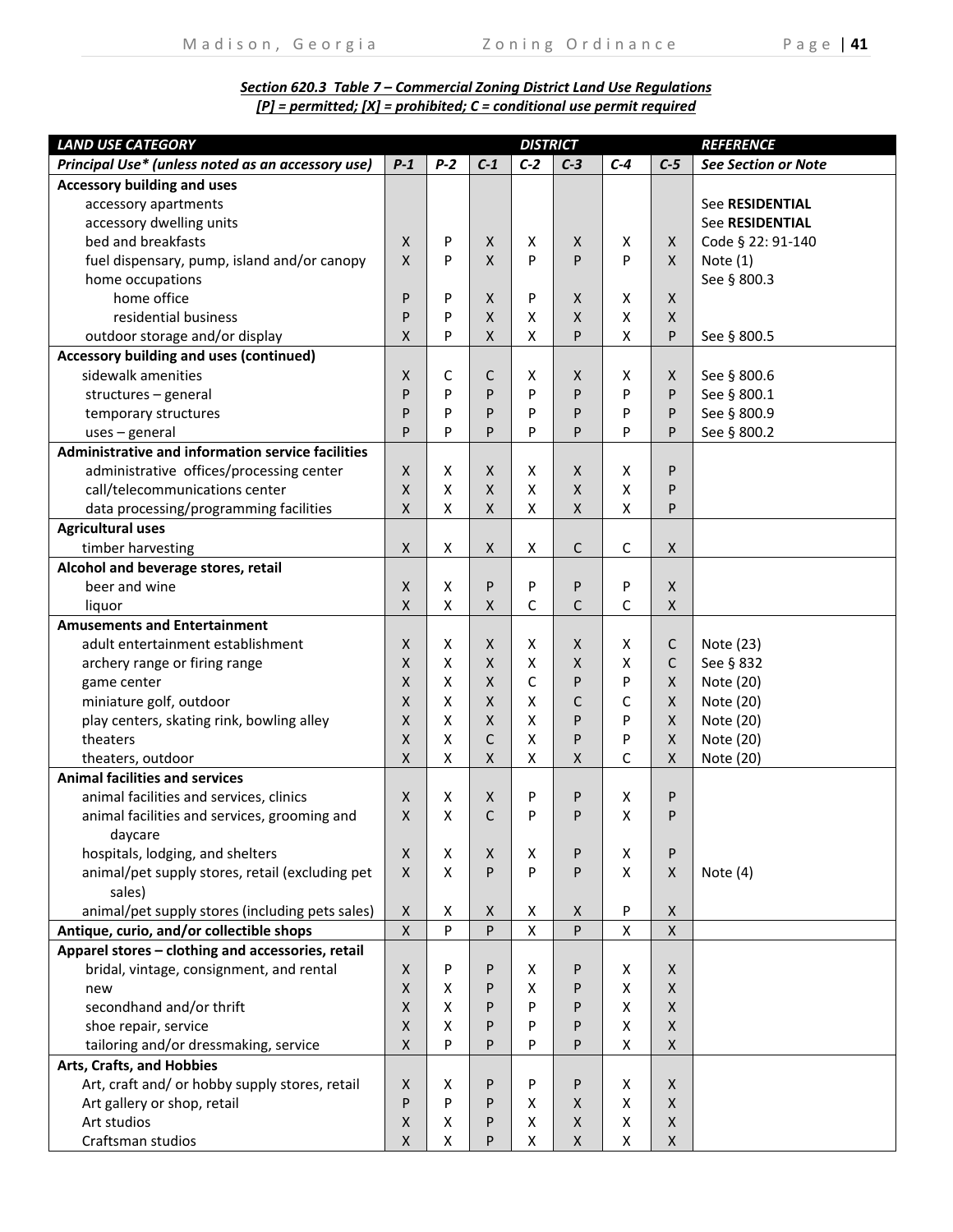**_Section 620.3 Table 7 – Commercial Zoning District Land Use Regulations_**
**_[P] = permitted; [X] = prohibited; C = conditional use permit required_**

| ***LAND USE CATEGORY*** | | | ***DISTRICT*** | | | | | ***REFERENCE*** |
|---|---|---|---|---|---|---|---|---|
| ***Principal Use\* (unless noted as an accessory use)*** | ***P-1*** | ***P-2*** | ***C-1*** | ***C-2*** | ***C-3*** | ***C-4*** | ***C-5*** | ***See Section or Note*** |
| **Accessory building and uses** | | | | | | | | |
| accessory apartments | | | | | | | | See **RESIDENTIAL** |
| accessory dwelling units | | | | | | | | See **RESIDENTIAL** |
| bed and breakfasts | X | P | X | X | X | X | X | Code § 22: 91-140 |
| fuel dispensary, pump, island and/or canopy | X | P | X | P | P | P | X | Note (1) |
| home occupations | | | | | | | | See § 800.3 |
| home office | P | P | X | P | X | X | X | |
| residential business | P | P | X | X | X | X | X | |
| outdoor storage and/or display | X | P | X | X | P | X | P | See § 800.5 |
| **Accessory building and uses (continued)** | | | | | | | | |
| sidewalk amenities | X | C | C | X | X | X | X | See § 800.6 |
| structures – general | P | P | P | P | P | P | P | See § 800.1 |
| temporary structures | P | P | P | P | P | P | P | See § 800.9 |
| uses – general | P | P | P | P | P | P | P | See § 800.2 |
| **Administrative and information service facilities** | | | | | | | | |
| administrative offices/processing center | X | X | X | X | X | X | P | |
| call/telecommunications center | X | X | X | X | X | X | P | |
| data processing/programming facilities | X | X | X | X | X | X | P | |
| **Agricultural uses** | | | | | | | | |
| timber harvesting | X | X | X | X | C | C | X | |
| **Alcohol and beverage stores, retail** | | | | | | | | |
| beer and wine | X | X | P | P | P | P | X | |
| liquor | X | X | X | C | C | C | X | |
| **Amusements and Entertainment** | | | | | | | | |
| adult entertainment establishment | X | X | X | X | X | X | C | Note (23) |
| archery range or firing range | X | X | X | X | X | X | C | See § 832 |
| game center | X | X | X | C | P | P | X | Note (20) |
| miniature golf, outdoor | X | X | X | X | C | C | X | Note (20) |
| play centers, skating rink, bowling alley | X | X | X | X | P | P | X | Note (20) |
| theaters | X | X | C | X | P | P | X | Note (20) |
| theaters, outdoor | X | X | X | X | X | C | X | Note (20) |
| **Animal facilities and services** | | | | | | | | |
| animal facilities and services, clinics | X | X | X | P | P | X | P | |
| animal facilities and services, grooming and daycare | X | X | C | P | P | X | P | |
| hospitals, lodging, and shelters | X | X | X | X | P | X | P | |
| animal/pet supply stores, retail (excluding pet sales) | X | X | P | P | P | X | X | Note (4) |
| animal/pet supply stores (including pets sales) | X | X | X | X | X | P | X | |
| **Antique, curio, and/or collectible shops** | X | P | P | X | P | X | X | |
| **Apparel stores – clothing and accessories, retail** | | | | | | | | |
| bridal, vintage, consignment, and rental | X | P | P | X | P | X | X | |
| new | X | X | P | X | P | X | X | |
| secondhand and/or thrift | X | X | P | P | P | X | X | |
| shoe repair, service | X | X | P | P | P | X | X | |
| tailoring and/or dressmaking, service | X | P | P | P | P | X | X | |
| **Arts, Crafts, and Hobbies** | | | | | | | | |
| Art, craft and/ or hobby supply stores, retail | X | X | P | P | P | X | X | |
| Art gallery or shop, retail | P | P | P | X | X | X | X | |
| Art studios | X | X | P | X | X | X | X | |
| Craftsman studios | X | X | P | X | X | X | X | |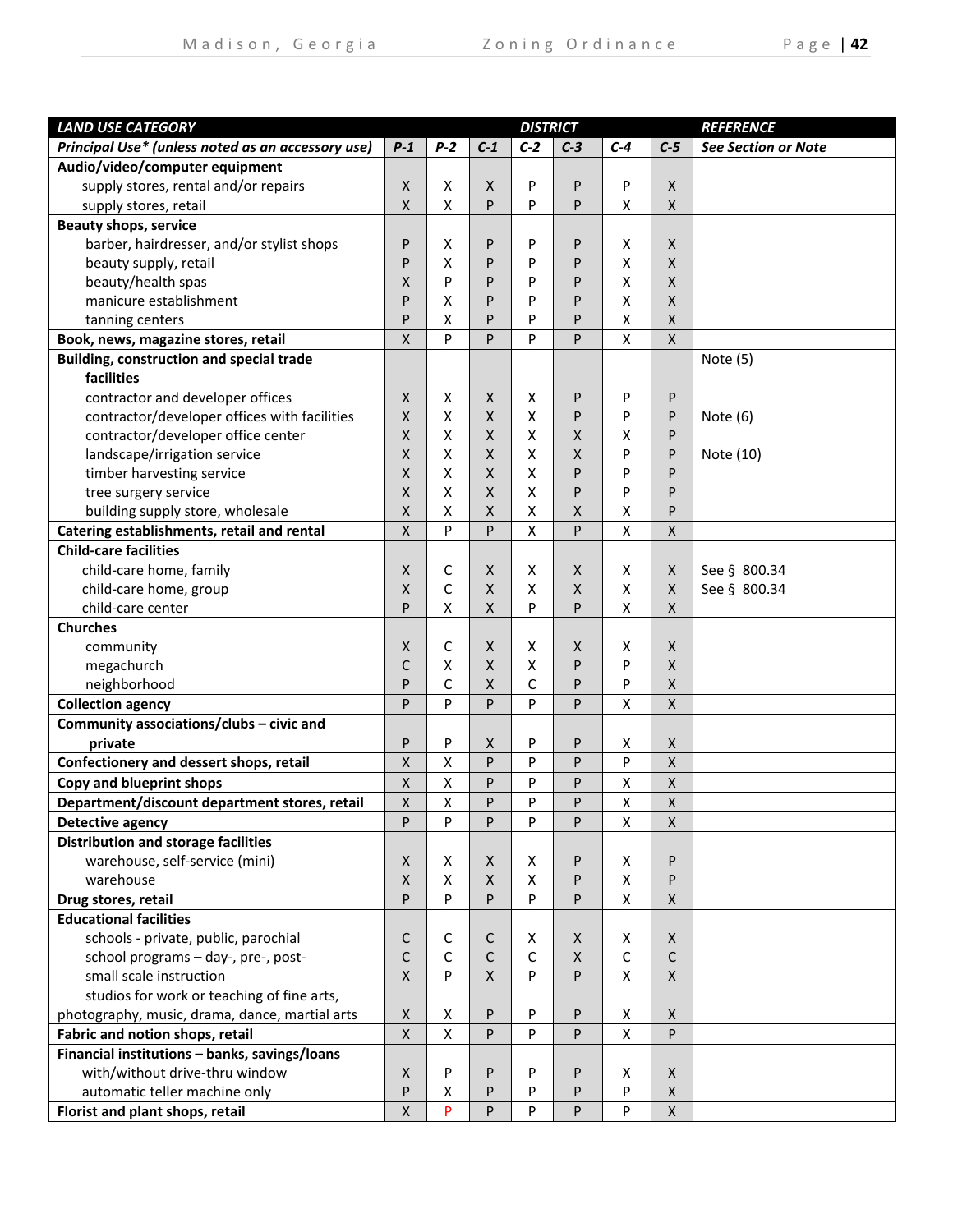| *LAND USE CATEGORY* | | | | *DISTRICT* | | | | *REFERENCE* |
|---|---|---|---|---|---|---|---|---|
| ***Principal Use\* (unless noted as an accessory use)*** | ***P-1*** | ***P-2*** | ***C-1*** | ***C-2*** | ***C-3*** | ***C-4*** | ***C-5*** | ***See Section or Note*** |
| **Audio/video/computer equipment** | | | | | | | | |
| supply stores, rental and/or repairs | X | X | X | P | P | P | X | |
| supply stores, retail | X | X | P | P | P | X | X | |
| **Beauty shops, service** | | | | | | | | |
| barber, hairdresser, and/or stylist shops | P | X | P | P | P | X | X | |
| beauty supply, retail | P | X | P | P | P | X | X | |
| beauty/health spas | X | P | P | P | P | X | X | |
| manicure establishment | P | X | P | P | P | X | X | |
| tanning centers | P | X | P | P | P | X | X | |
| **Book, news, magazine stores, retail** | X | P | P | P | P | X | X | |
| **Building, construction and special trade facilities** | | | | | | | | Note (5) |
| contractor and developer offices | X | X | X | X | P | P | P | |
| contractor/developer offices with facilities | X | X | X | X | P | P | P | Note (6) |
| contractor/developer office center | X | X | X | X | X | X | P | |
| landscape/irrigation service | X | X | X | X | X | P | P | Note (10) |
| timber harvesting service | X | X | X | X | P | P | P | |
| tree surgery service | X | X | X | X | P | P | P | |
| building supply store, wholesale | X | X | X | X | X | X | P | |
| **Catering establishments, retail and rental** | X | P | P | X | P | X | X | |
| **Child-care facilities** | | | | | | | | |
| child-care home, family | X | C | X | X | X | X | X | See § 800.34 |
| child-care home, group | X | C | X | X | X | X | X | See § 800.34 |
| child-care center | P | X | X | P | P | X | X | |
| **Churches** | | | | | | | | |
| community | X | C | X | X | X | X | X | |
| megachurch | C | X | X | X | P | P | X | |
| neighborhood | P | C | X | C | P | P | X | |
| **Collection agency** | P | P | P | P | P | X | X | |
| **Community associations/clubs – civic and private** | P | P | X | P | P | X | X | |
| **Confectionery and dessert shops, retail** | X | X | P | P | P | P | X | |
| **Copy and blueprint shops** | X | X | P | P | P | X | X | |
| **Department/discount department stores, retail** | X | X | P | P | P | X | X | |
| **Detective agency** | P | P | P | P | P | X | X | |
| **Distribution and storage facilities** | | | | | | | | |
| warehouse, self-service (mini) | X | X | X | X | P | X | P | |
| warehouse | X | X | X | X | P | X | P | |
| **Drug stores, retail** | P | P | P | P | P | X | X | |
| **Educational facilities** | | | | | | | | |
| schools - private, public, parochial | C | C | C | X | X | X | X | |
| school programs – day-, pre-, post- | C | C | C | C | X | C | C | |
| small scale instruction | X | P | X | P | P | X | X | |
| studios for work or teaching of fine arts, photography, music, drama, dance, martial arts | X | X | P | P | P | X | X | |
| **Fabric and notion shops, retail** | X | X | P | P | P | X | P | |
| **Financial institutions – banks, savings/loans** | | | | | | | | |
| with/without drive-thru window | X | P | P | P | P | X | X | |
| automatic teller machine only | P | X | P | P | P | P | X | |
| **Florist and plant shops, retail** | X | P | P | P | P | P | X | |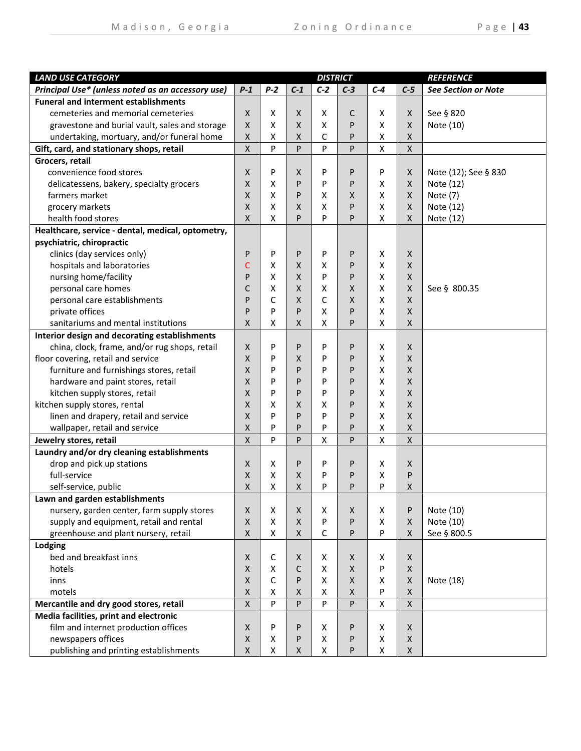| *LAND USE CATEGORY* | | | | *DISTRICT* | | | | *REFERENCE* |
|---|---|---|---|---|---|---|---|---|
| ***Principal Use\* (unless noted as an accessory use)*** | ***P-1*** | ***P-2*** | ***C-1*** | ***C-2*** | ***C-3*** | ***C-4*** | ***C-5*** | ***See Section or Note*** |
| **Funeral and interment establishments** | | | | | | | | |
| cemeteries and memorial cemeteries | X | X | X | X | C | X | X | See § 820 |
| gravestone and burial vault, sales and storage | X | X | X | X | P | X | X | Note (10) |
| undertaking, mortuary, and/or funeral home | X | X | X | C | P | X | X | |
| **Gift, card, and stationary shops, retail** | X | P | P | P | P | X | X | |
| **Grocers, retail** | | | | | | | | |
| convenience food stores | X | P | X | P | P | P | X | Note (12); See § 830 |
| delicatessens, bakery, specialty grocers | X | X | P | P | P | X | X | Note (12) |
| farmers market | X | X | P | X | X | X | X | Note (7) |
| grocery markets | X | X | X | X | P | X | X | Note (12) |
| health food stores | X | X | P | P | P | X | X | Note (12) |
| **Healthcare, service - dental, medical, optometry, psychiatric, chiropractic** | | | | | | | | |
| clinics (day services only) | P | P | P | P | P | X | X | |
| hospitals and laboratories | C | X | X | X | P | X | X | |
| nursing home/facility | P | X | X | P | P | X | X | |
| personal care homes | C | X | X | X | X | X | X | See § 800.35 |
| personal care establishments | P | C | X | C | X | X | X | |
| private offices | P | P | P | X | P | X | X | |
| sanitariums and mental institutions | X | X | X | X | P | X | X | |
| **Interior design and decorating establishments** | | | | | | | | |
| china, clock, frame, and/or rug shops, retail | X | P | P | P | P | X | X | |
| floor covering, retail and service | X | P | X | P | P | X | X | |
| furniture and furnishings stores, retail | X | P | P | P | P | X | X | |
| hardware and paint stores, retail | X | P | P | P | P | X | X | |
| kitchen supply stores, retail | X | P | P | P | P | X | X | |
| kitchen supply stores, rental | X | X | X | X | P | X | X | |
| linen and drapery, retail and service | X | P | P | P | P | X | X | |
| wallpaper, retail and service | X | P | P | P | P | X | X | |
| **Jewelry stores, retail** | X | P | P | X | P | X | X | |
| **Laundry and/or dry cleaning establishments** | | | | | | | | |
| drop and pick up stations | X | X | P | P | P | X | X | |
| full-service | X | X | X | P | P | X | P | |
| self-service, public | X | X | X | P | P | P | X | |
| **Lawn and garden establishments** | | | | | | | | |
| nursery, garden center, farm supply stores | X | X | X | X | X | X | P | Note (10) |
| supply and equipment, retail and rental | X | X | X | P | P | X | X | Note (10) |
| greenhouse and plant nursery, retail | X | X | X | C | P | P | X | See § 800.5 |
| **Lodging** | | | | | | | | |
| bed and breakfast inns | X | C | X | X | X | X | X | |
| hotels | X | X | C | X | X | P | X | |
| inns | X | C | P | X | X | X | X | Note (18) |
| motels | X | X | X | X | X | P | X | |
| **Mercantile and dry good stores, retail** | X | P | P | P | P | X | X | |
| **Media facilities, print and electronic** | | | | | | | | |
| film and internet production offices | X | P | P | X | P | X | X | |
| newspapers offices | X | X | P | X | P | X | X | |
| publishing and printing establishments | X | X | X | X | P | X | X | |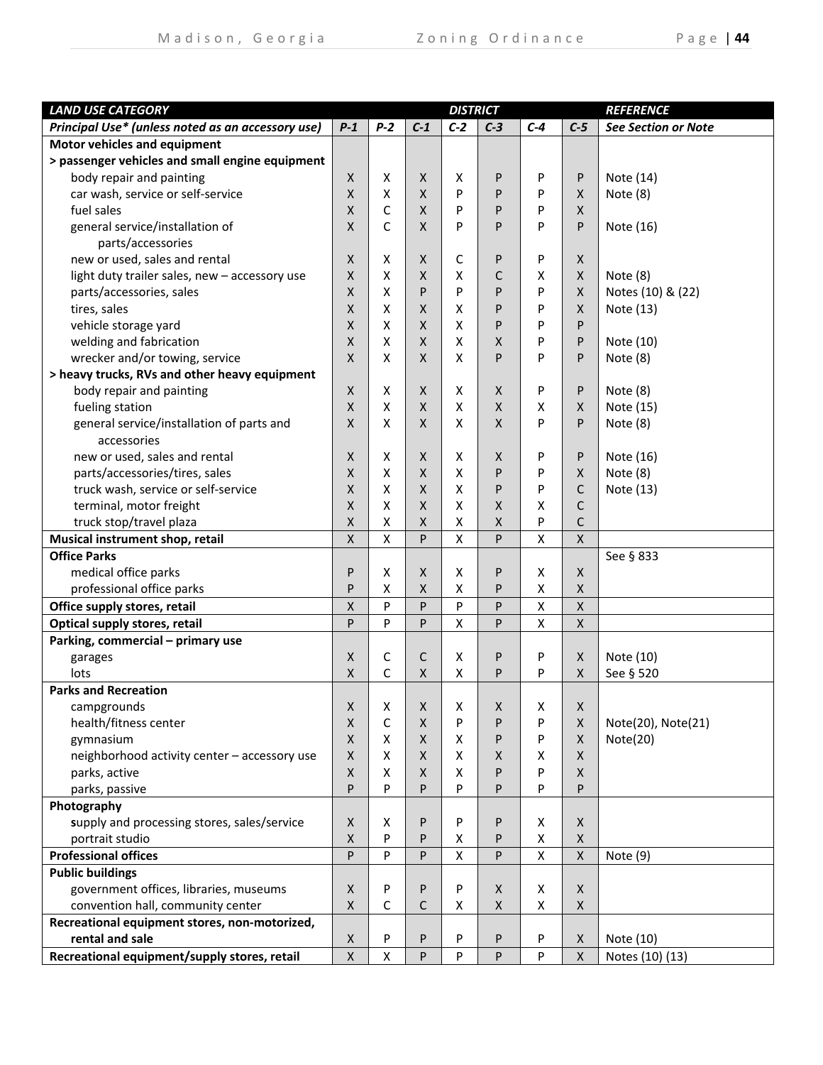| *LAND USE CATEGORY* | | | | *DISTRICT* | | | | *REFERENCE* |
|---|---|---|---|---|---|---|---|---|
| ***Principal Use\* (unless noted as an accessory use)*** | ***P-1*** | ***P-2*** | ***C-1*** | ***C-2*** | ***C-3*** | ***C-4*** | ***C-5*** | ***See Section or Note*** |
| **Motor vehicles and equipment** | | | | | | | | |
| **> passenger vehicles and small engine equipment** | | | | | | | | |
| body repair and painting | X | X | X | X | P | P | P | Note (14) |
| car wash, service or self-service | X | X | X | P | P | P | X | Note (8) |
| fuel sales | X | C | X | P | P | P | X | |
| general service/installation of parts/accessories | X | C | X | P | P | P | P | Note (16) |
| new or used, sales and rental | X | X | X | C | P | P | X | |
| light duty trailer sales, new – accessory use | X | X | X | X | C | X | X | Note (8) |
| parts/accessories, sales | X | X | P | P | P | P | X | Notes (10) & (22) |
| tires, sales | X | X | X | X | P | P | X | Note (13) |
| vehicle storage yard | X | X | X | X | P | P | P | |
| welding and fabrication | X | X | X | X | X | P | P | Note (10) |
| wrecker and/or towing, service | X | X | X | X | P | P | P | Note (8) |
| **> heavy trucks, RVs and other heavy equipment** | | | | | | | | |
| body repair and painting | X | X | X | X | X | P | P | Note (8) |
| fueling station | X | X | X | X | X | X | X | Note (15) |
| general service/installation of parts and accessories | X | X | X | X | X | P | P | Note (8) |
| new or used, sales and rental | X | X | X | X | X | P | P | Note (16) |
| parts/accessories/tires, sales | X | X | X | X | P | P | X | Note (8) |
| truck wash, service or self-service | X | X | X | X | P | P | C | Note (13) |
| terminal, motor freight | X | X | X | X | X | X | C | |
| truck stop/travel plaza | X | X | X | X | X | P | C | |
| **Musical instrument shop, retail** | X | X | P | X | P | X | X | |
| **Office Parks** | | | | | | | | See § 833 |
| medical office parks | P | X | X | X | P | X | X | |
| professional office parks | P | X | X | X | P | X | X | |
| **Office supply stores, retail** | X | P | P | P | P | X | X | |
| **Optical supply stores, retail** | P | P | P | X | P | X | X | |
| **Parking, commercial – primary use** | | | | | | | | |
| garages | X | C | C | X | P | P | X | Note (10) |
| lots | X | C | X | X | P | P | X | See § 520 |
| **Parks and Recreation** | | | | | | | | |
| campgrounds | X | X | X | X | X | X | X | |
| health/fitness center | X | C | X | P | P | P | X | Note(20), Note(21) |
| gymnasium | X | X | X | X | P | P | X | Note(20) |
| neighborhood activity center – accessory use | X | X | X | X | X | X | X | |
| parks, active | X | X | X | X | P | P | X | |
| parks, passive | P | P | P | P | P | P | P | |
| **Photography** | | | | | | | | |
| **s**upply and processing stores, sales/service | X | X | P | P | P | X | X | |
| portrait studio | X | P | P | X | P | X | X | |
| **Professional offices** | P | P | P | X | P | X | X | Note (9) |
| **Public buildings** | | | | | | | | |
| government offices, libraries, museums | X | P | P | P | X | X | X | |
| convention hall, community center | X | C | C | X | X | X | X | |
| **Recreational equipment stores, non-motorized, rental and sale** | X | P | P | P | P | P | X | Note (10) |
| **Recreational equipment/supply stores, retail** | X | X | P | P | P | P | X | Notes (10) (13) |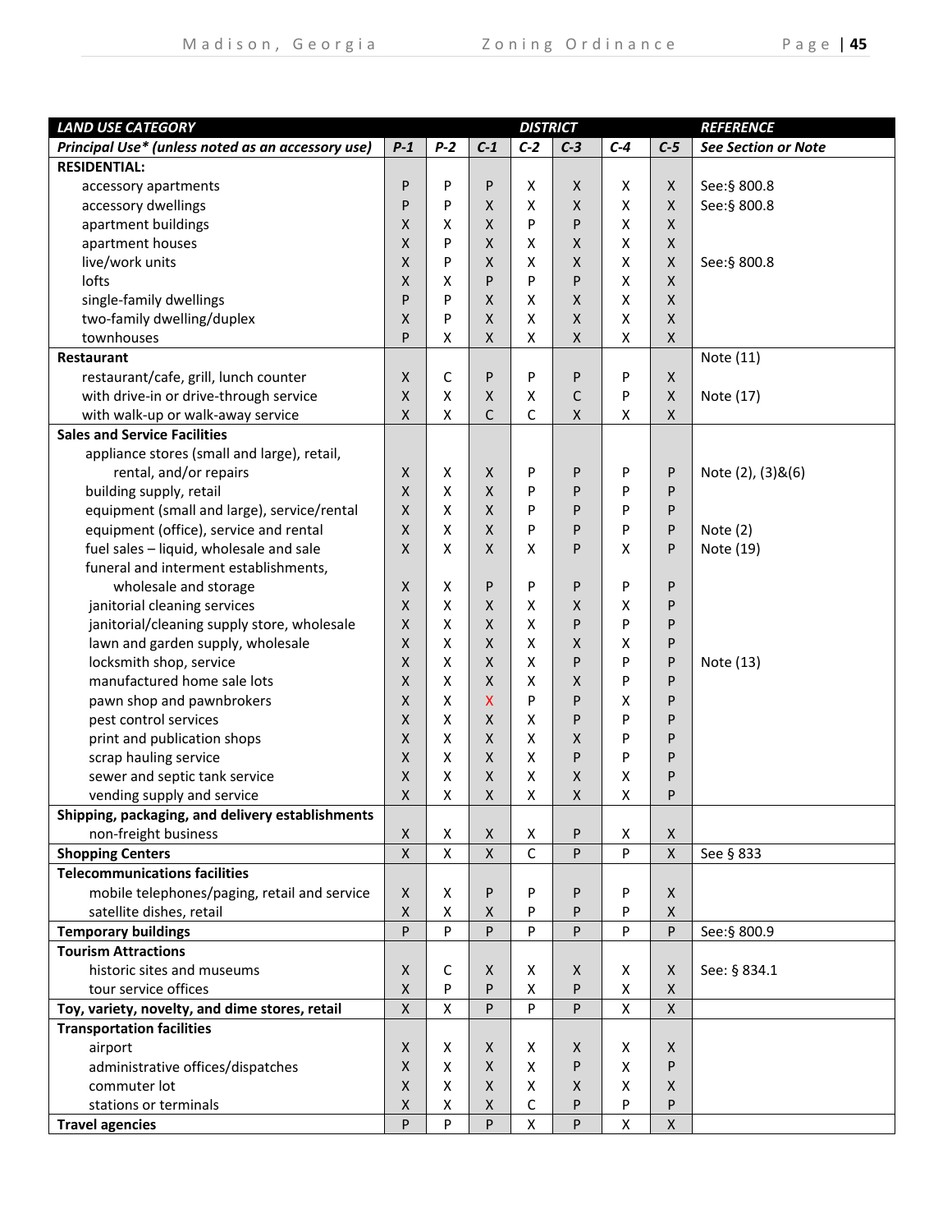| LAND USE CATEGORY | | | | DISTRICT | | | | REFERENCE |
|---|---|---|---|---|---|---|---|---|
| Principal Use* (unless noted as an accessory use) | P-1 | P-2 | C-1 | C-2 | C-3 | C-4 | C-5 | See Section or Note |
| **RESIDENTIAL:** | | | | | | | | |
| accessory apartments | P | P | P | X | X | X | X | See:§ 800.8 |
| accessory dwellings | P | P | X | X | X | X | X | See:§ 800.8 |
| apartment buildings | X | X | X | P | P | X | X | |
| apartment houses | X | P | X | X | X | X | X | |
| live/work units | X | P | X | X | X | X | X | See:§ 800.8 |
| lofts | X | X | P | P | P | X | X | |
| single-family dwellings | P | P | X | X | X | X | X | |
| two-family dwelling/duplex | X | P | X | X | X | X | X | |
| townhouses | P | X | X | X | X | X | X | |
| **Restaurant** | | | | | | | | Note (11) |
| restaurant/cafe, grill, lunch counter | X | C | P | P | P | P | X | |
| with drive-in or drive-through service | X | X | X | X | C | P | X | Note (17) |
| with walk-up or walk-away service | X | X | C | C | X | X | X | |
| **Sales and Service Facilities** | | | | | | | | |
| appliance stores (small and large), retail, rental, and/or repairs | X | X | X | P | P | P | P | Note (2), (3)&(6) |
| building supply, retail | X | X | X | P | P | P | P | |
| equipment (small and large), service/rental | X | X | X | P | P | P | P | |
| equipment (office), service and rental | X | X | X | P | P | P | P | Note (2) |
| fuel sales – liquid, wholesale and sale | X | X | X | X | P | X | P | Note (19) |
| funeral and interment establishments, wholesale and storage | X | X | P | P | P | P | P | |
| janitorial cleaning services | X | X | X | X | X | X | P | |
| janitorial/cleaning supply store, wholesale | X | X | X | X | P | P | P | |
| lawn and garden supply, wholesale | X | X | X | X | X | X | P | |
| locksmith shop, service | X | X | X | X | P | P | P | Note (13) |
| manufactured home sale lots | X | X | X | X | X | P | P | |
| pawn shop and pawnbrokers | X | X | X | P | P | X | P | |
| pest control services | X | X | X | X | P | P | P | |
| print and publication shops | X | X | X | X | X | P | P | |
| scrap hauling service | X | X | X | X | P | P | P | |
| sewer and septic tank service | X | X | X | X | X | X | P | |
| vending supply and service | X | X | X | X | X | X | P | |
| **Shipping, packaging, and delivery establishments** | | | | | | | | |
| non-freight business | X | X | X | X | P | X | X | |
| **Shopping Centers** | X | X | X | C | P | P | X | See § 833 |
| **Telecommunications facilities** | | | | | | | | |
| mobile telephones/paging, retail and service | X | X | P | P | P | P | X | |
| satellite dishes, retail | X | X | X | P | P | P | X | |
| **Temporary buildings** | P | P | P | P | P | P | P | See:§ 800.9 |
| **Tourism Attractions** | | | | | | | | |
| historic sites and museums | X | C | X | X | X | X | X | See: § 834.1 |
| tour service offices | X | P | P | X | P | X | X | |
| **Toy, variety, novelty, and dime stores, retail** | X | X | P | P | P | X | X | |
| **Transportation facilities** | | | | | | | | |
| airport | X | X | X | X | X | X | X | |
| administrative offices/dispatches | X | X | X | X | P | X | P | |
| commuter lot | X | X | X | X | X | X | X | |
| stations or terminals | X | X | X | C | P | P | P | |
| **Travel agencies** | P | P | P | X | P | X | X | |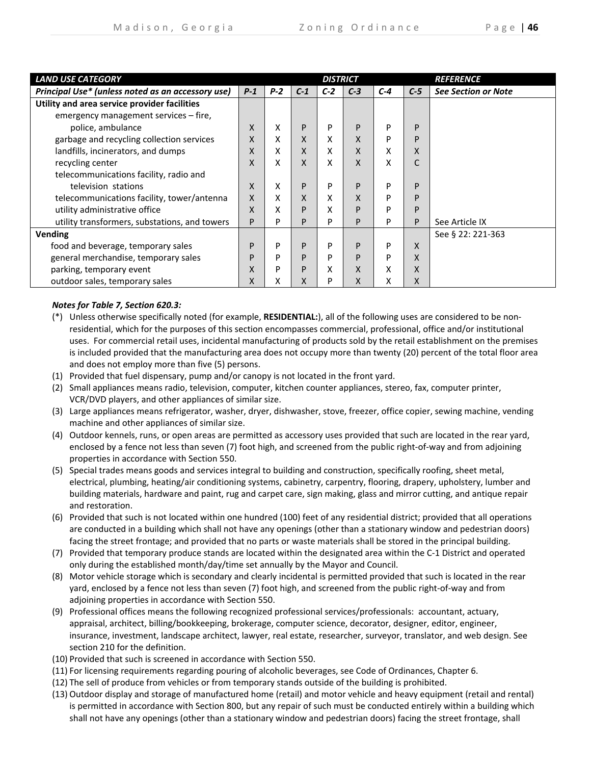| *LAND USE CATEGORY* | | | | *DISTRICT* | | | | *REFERENCE* |
|---|---|---|---|---|---|---|---|---|
| ***Principal Use\* (unless noted as an accessory use)*** | ***P-1*** | ***P-2*** | ***C-1*** | ***C-2*** | ***C-3*** | ***C-4*** | ***C-5*** | ***See Section or Note*** |
| **Utility and area service provider facilities** | | | | | | | | |
| emergency management services – fire, police, ambulance | X | X | P | P | P | P | P | |
| garbage and recycling collection services | X | X | X | X | X | P | P | |
| landfills, incinerators, and dumps | X | X | X | X | X | X | X | |
| recycling center | X | X | X | X | X | X | C | |
| telecommunications facility, radio and television stations | X | X | P | P | P | P | P | |
| telecommunications facility, tower/antenna | X | X | X | X | X | P | P | |
| utility administrative office | X | X | P | X | P | P | P | |
| utility transformers, substations, and towers | P | P | P | P | P | P | P | See Article IX |
| **Vending** | | | | | | | | See § 22: 221-363 |
| food and beverage, temporary sales | P | P | P | P | P | P | X | |
| general merchandise, temporary sales | P | P | P | P | P | P | X | |
| parking, temporary event | X | P | P | X | X | X | X | |
| outdoor sales, temporary sales | X | X | X | P | X | X | X | |

***Notes for Table 7, Section 620.3:***

(\*) Unless otherwise specifically noted (for example, **RESIDENTIAL:**), all of the following uses are considered to be non-residential, which for the purposes of this section encompasses commercial, professional, office and/or institutional uses. For commercial retail uses, incidental manufacturing of products sold by the retail establishment on the premises is included provided that the manufacturing area does not occupy more than twenty (20) percent of the total floor area and does not employ more than five (5) persons.

(1) Provided that fuel dispensary, pump and/or canopy is not located in the front yard.

(2) Small appliances means radio, television, computer, kitchen counter appliances, stereo, fax, computer printer, VCR/DVD players, and other appliances of similar size.

(3) Large appliances means refrigerator, washer, dryer, dishwasher, stove, freezer, office copier, sewing machine, vending machine and other appliances of similar size.

(4) Outdoor kennels, runs, or open areas are permitted as accessory uses provided that such are located in the rear yard, enclosed by a fence not less than seven (7) foot high, and screened from the public right-of-way and from adjoining properties in accordance with Section 550.

(5) Special trades means goods and services integral to building and construction, specifically roofing, sheet metal, electrical, plumbing, heating/air conditioning systems, cabinetry, carpentry, flooring, drapery, upholstery, lumber and building materials, hardware and paint, rug and carpet care, sign making, glass and mirror cutting, and antique repair and restoration.

(6) Provided that such is not located within one hundred (100) feet of any residential district; provided that all operations are conducted in a building which shall not have any openings (other than a stationary window and pedestrian doors) facing the street frontage; and provided that no parts or waste materials shall be stored in the principal building.

(7) Provided that temporary produce stands are located within the designated area within the C-1 District and operated only during the established month/day/time set annually by the Mayor and Council.

(8) Motor vehicle storage which is secondary and clearly incidental is permitted provided that such is located in the rear yard, enclosed by a fence not less than seven (7) foot high, and screened from the public right-of-way and from adjoining properties in accordance with Section 550.

(9) Professional offices means the following recognized professional services/professionals: accountant, actuary, appraisal, architect, billing/bookkeeping, brokerage, computer science, decorator, designer, editor, engineer, insurance, investment, landscape architect, lawyer, real estate, researcher, surveyor, translator, and web design. See section 210 for the definition.

(10) Provided that such is screened in accordance with Section 550.

(11) For licensing requirements regarding pouring of alcoholic beverages, see Code of Ordinances, Chapter 6.

(12) The sell of produce from vehicles or from temporary stands outside of the building is prohibited.

(13) Outdoor display and storage of manufactured home (retail) and motor vehicle and heavy equipment (retail and rental) is permitted in accordance with Section 800, but any repair of such must be conducted entirely within a building which shall not have any openings (other than a stationary window and pedestrian doors) facing the street frontage, shall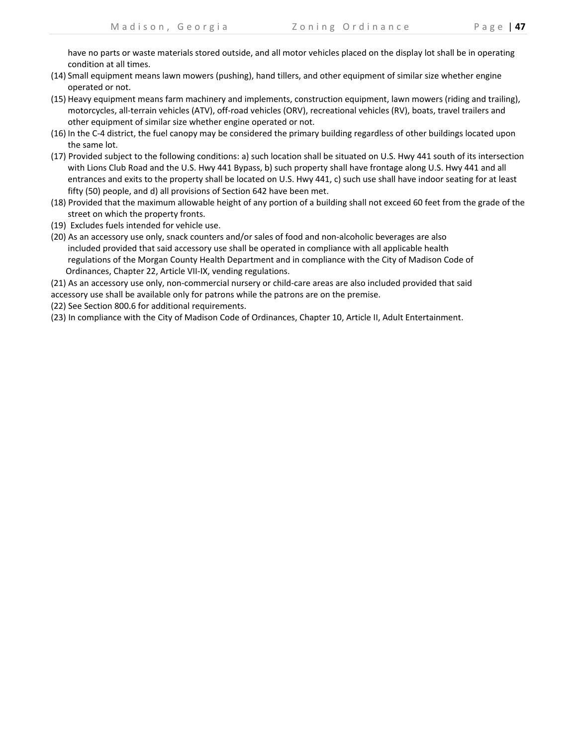have no parts or waste materials stored outside, and all motor vehicles placed on the display lot shall be in operating condition at all times.

(14) Small equipment means lawn mowers (pushing), hand tillers, and other equipment of similar size whether engine operated or not.

(15) Heavy equipment means farm machinery and implements, construction equipment, lawn mowers (riding and trailing), motorcycles, all-terrain vehicles (ATV), off-road vehicles (ORV), recreational vehicles (RV), boats, travel trailers and other equipment of similar size whether engine operated or not.

(16) In the C-4 district, the fuel canopy may be considered the primary building regardless of other buildings located upon the same lot.

(17) Provided subject to the following conditions: a) such location shall be situated on U.S. Hwy 441 south of its intersection with Lions Club Road and the U.S. Hwy 441 Bypass, b) such property shall have frontage along U.S. Hwy 441 and all entrances and exits to the property shall be located on U.S. Hwy 441, c) such use shall have indoor seating for at least fifty (50) people, and d) all provisions of Section 642 have been met.

(18) Provided that the maximum allowable height of any portion of a building shall not exceed 60 feet from the grade of the street on which the property fronts.

(19) Excludes fuels intended for vehicle use.

(20) As an accessory use only, snack counters and/or sales of food and non-alcoholic beverages are also included provided that said accessory use shall be operated in compliance with all applicable health regulations of the Morgan County Health Department and in compliance with the City of Madison Code of Ordinances, Chapter 22, Article VII-IX, vending regulations.

(21) As an accessory use only, non-commercial nursery or child-care areas are also included provided that said accessory use shall be available only for patrons while the patrons are on the premise.

(22) See Section 800.6 for additional requirements.

(23) In compliance with the City of Madison Code of Ordinances, Chapter 10, Article II, Adult Entertainment.